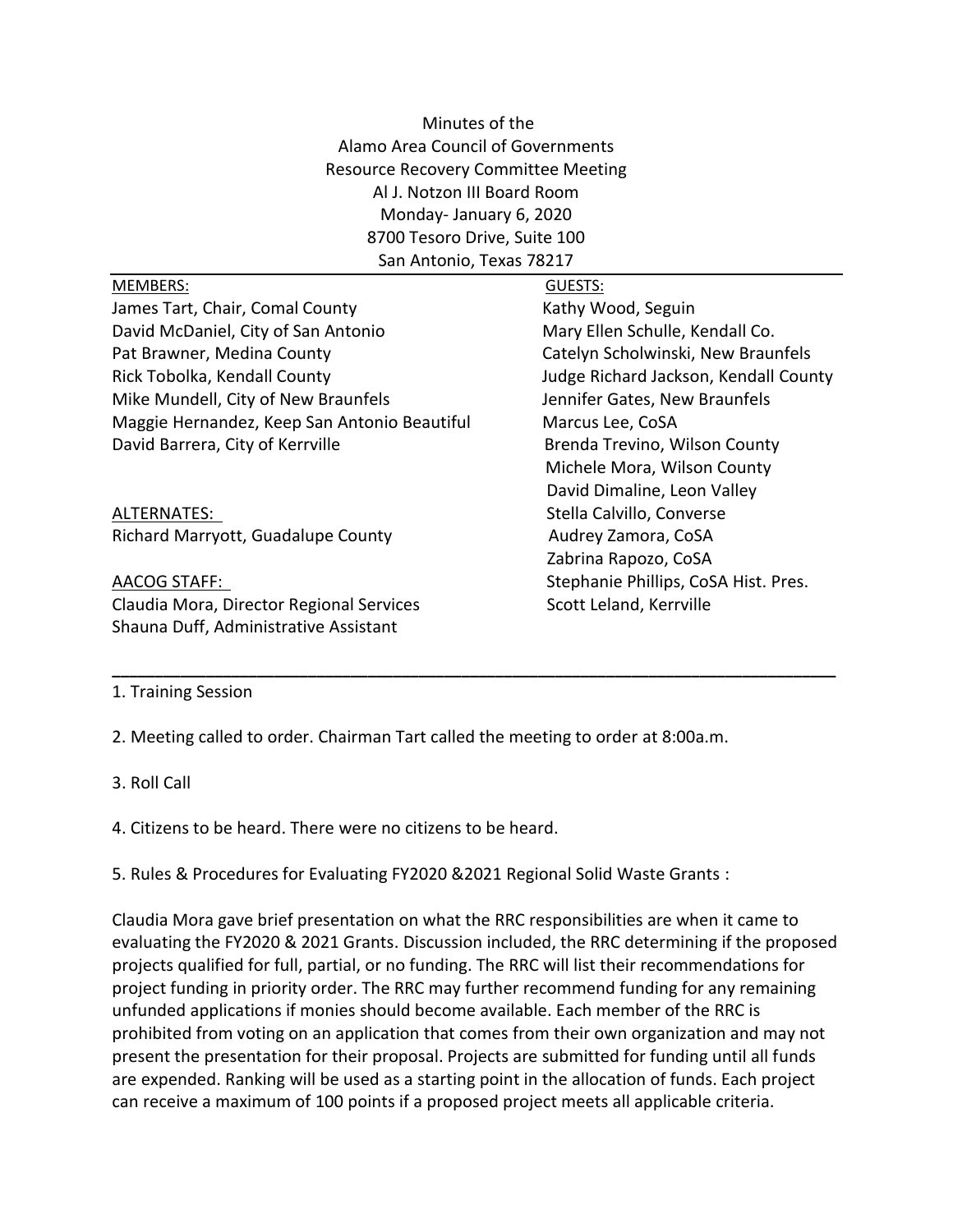Minutes of the
Alamo Area Council of Governments
Resource Recovery Committee Meeting
Al J. Notzon III Board Room
Monday- January 6, 2020
8700 Tesoro Drive, Suite 100
San Antonio, Texas 78217

MEMBERS:

James Tart, Chair, Comal County
David McDaniel, City of San Antonio
Pat Brawner, Medina County
Rick Tobolka, Kendall County
Mike Mundell, City of New Braunfels
Maggie Hernandez, Keep San Antonio Beautiful
David Barrera, City of Kerrville

ALTERNATES:

Richard Marryott, Guadalupe County

AACOG STAFF:

Claudia Mora, Director Regional Services
Shauna Duff, Administrative Assistant

GUESTS:

Kathy Wood, Seguin
Mary Ellen Schulle, Kendall Co.
Catelyn Scholwinski, New Braunfels
Judge Richard Jackson, Kendall County
Jennifer Gates, New Braunfels
Marcus Lee, CoSA
Brenda Trevino, Wilson County
Michele Mora, Wilson County
David Dimaline, Leon Valley
Stella Calvillo, Converse
Audrey Zamora, CoSA
Zabrina Rapozo, CoSA
Stephanie Phillips, CoSA Hist. Pres.
Scott Leland, Kerrville

---

1. Training Session

2. Meeting called to order. Chairman Tart called the meeting to order at 8:00a.m.

3. Roll Call

4. Citizens to be heard. There were no citizens to be heard.

5. Rules & Procedures for Evaluating FY2020 &2021 Regional Solid Waste Grants :

Claudia Mora gave brief presentation on what the RRC responsibilities are when it came to evaluating the FY2020 & 2021 Grants. Discussion included, the RRC determining if the proposed projects qualified for full, partial, or no funding. The RRC will list their recommendations for project funding in priority order. The RRC may further recommend funding for any remaining unfunded applications if monies should become available. Each member of the RRC is prohibited from voting on an application that comes from their own organization and may not present the presentation for their proposal. Projects are submitted for funding until all funds are expended. Ranking will be used as a starting point in the allocation of funds. Each project can receive a maximum of 100 points if a proposed project meets all applicable criteria.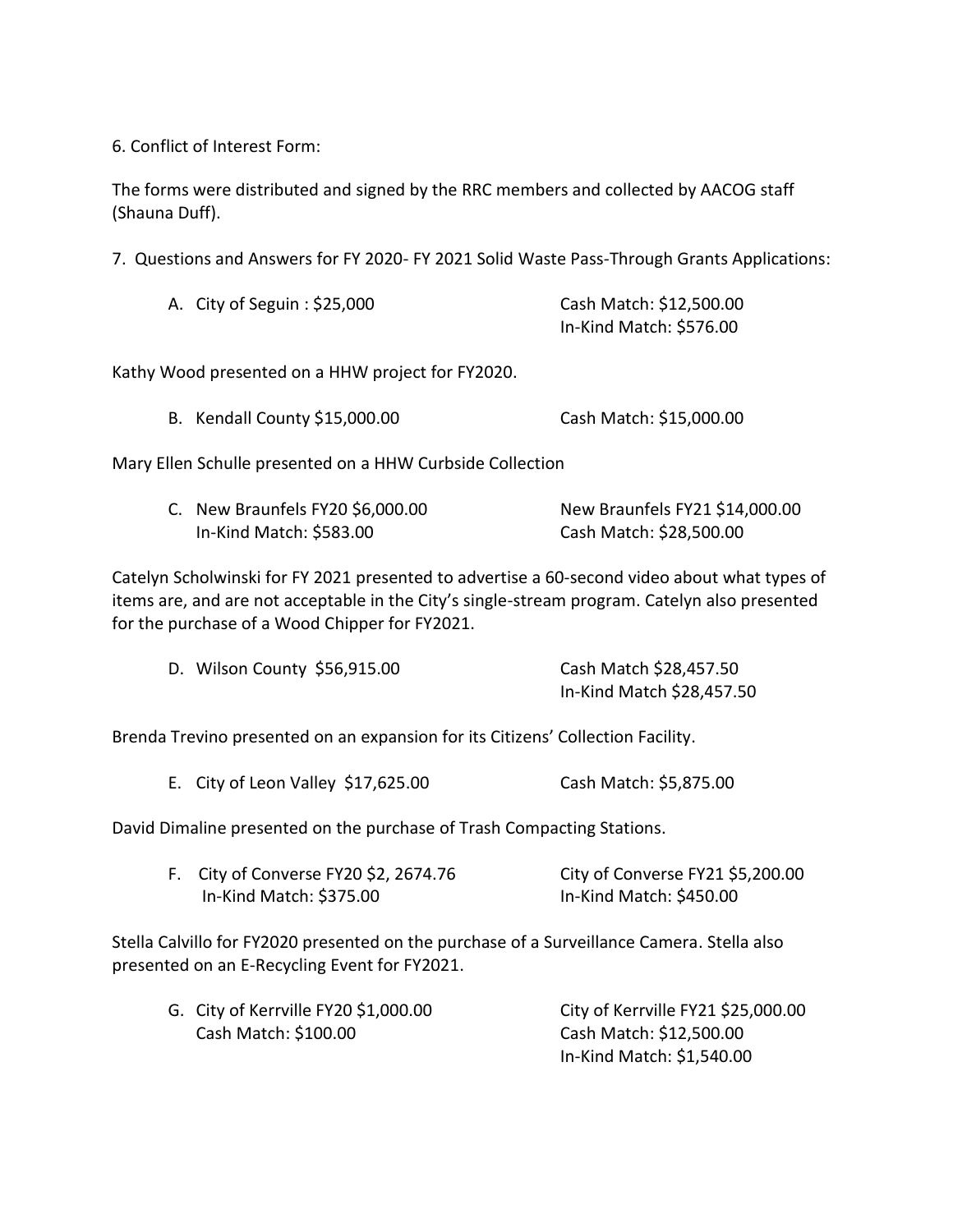6. Conflict of Interest Form:

The forms were distributed and signed by the RRC members and collected by AACOG staff (Shauna Duff).

7. Questions and Answers for FY 2020- FY 2021 Solid Waste Pass-Through Grants Applications:

A. City of Seguin : $25,000 — Cash Match: $12,500.00; In-Kind Match: $576.00

Kathy Wood presented on a HHW project for FY2020.

B. Kendall County $15,000.00 — Cash Match: $15,000.00

Mary Ellen Schulle presented on a HHW Curbside Collection

C. New Braunfels FY20 $6,000.00; In-Kind Match: $583.00 — New Braunfels FY21 $14,000.00; Cash Match: $28,500.00

Catelyn Scholwinski for FY 2021 presented to advertise a 60-second video about what types of items are, and are not acceptable in the City's single-stream program. Catelyn also presented for the purchase of a Wood Chipper for FY2021.

D. Wilson County $56,915.00 — Cash Match $28,457.50; In-Kind Match $28,457.50

Brenda Trevino presented on an expansion for its Citizens' Collection Facility.

E. City of Leon Valley $17,625.00 — Cash Match: $5,875.00

David Dimaline presented on the purchase of Trash Compacting Stations.

F. City of Converse FY20 $2, 2674.76; In-Kind Match: $375.00 — City of Converse FY21 $5,200.00; In-Kind Match: $450.00

Stella Calvillo for FY2020 presented on the purchase of a Surveillance Camera. Stella also presented on an E-Recycling Event for FY2021.

G. City of Kerrville FY20 $1,000.00; Cash Match: $100.00 — City of Kerrville FY21 $25,000.00; Cash Match: $12,500.00; In-Kind Match: $1,540.00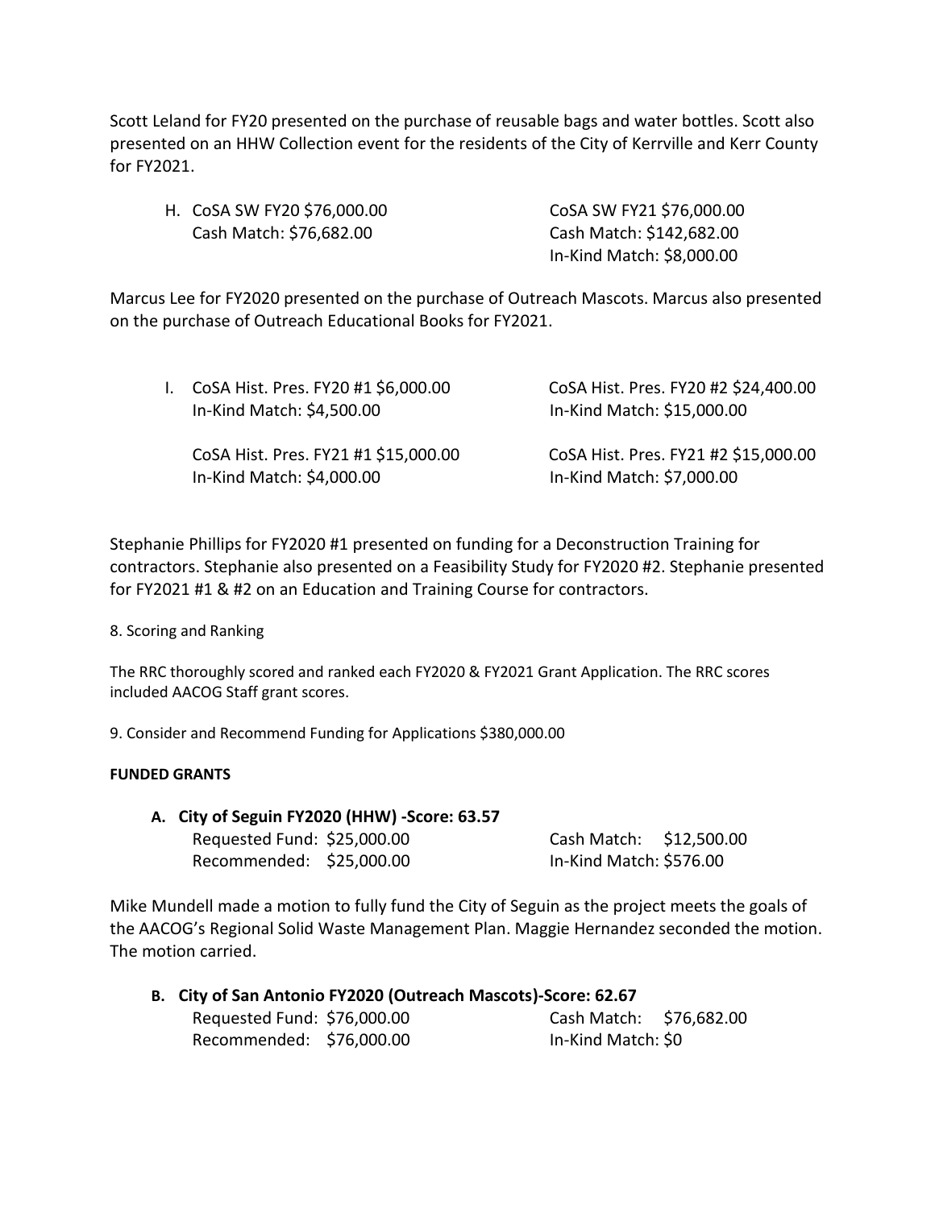Scott Leland for FY20 presented on the purchase of reusable bags and water bottles. Scott also presented on an HHW Collection event for the residents of the City of Kerrville and Kerr County for FY2021.

H. CoSA SW FY20 $76,000.00
   Cash Match: $76,682.00

   CoSA SW FY21 $76,000.00
   Cash Match: $142,682.00
   In-Kind Match: $8,000.00

Marcus Lee for FY2020 presented on the purchase of Outreach Mascots. Marcus also presented on the purchase of Outreach Educational Books for FY2021.

I. CoSA Hist. Pres. FY20 #1 $6,000.00
   In-Kind Match: $4,500.00

   CoSA Hist. Pres. FY20 #2 $24,400.00
   In-Kind Match: $15,000.00

   CoSA Hist. Pres. FY21 #1 $15,000.00
   In-Kind Match: $4,000.00

   CoSA Hist. Pres. FY21 #2 $15,000.00
   In-Kind Match: $7,000.00

Stephanie Phillips for FY2020 #1 presented on funding for a Deconstruction Training for contractors. Stephanie also presented on a Feasibility Study for FY2020 #2. Stephanie presented for FY2021 #1 & #2 on an Education and Training Course for contractors.

8. Scoring and Ranking

The RRC thoroughly scored and ranked each FY2020 & FY2021 Grant Application. The RRC scores included AACOG Staff grant scores.

9. Consider and Recommend Funding for Applications $380,000.00

**FUNDED GRANTS**

**A. City of Seguin FY2020 (HHW) -Score: 63.57**

| | | | |
|---|---|---|---|
| Requested Fund: | $25,000.00 | Cash Match: | $12,500.00 |
| Recommended: | $25,000.00 | In-Kind Match: | $576.00 |

Mike Mundell made a motion to fully fund the City of Seguin as the project meets the goals of the AACOG's Regional Solid Waste Management Plan. Maggie Hernandez seconded the motion. The motion carried.

**B. City of San Antonio FY2020 (Outreach Mascots)-Score: 62.67**

| | | | |
|---|---|---|---|
| Requested Fund: | $76,000.00 | Cash Match: | $76,682.00 |
| Recommended: | $76,000.00 | In-Kind Match: | $0 |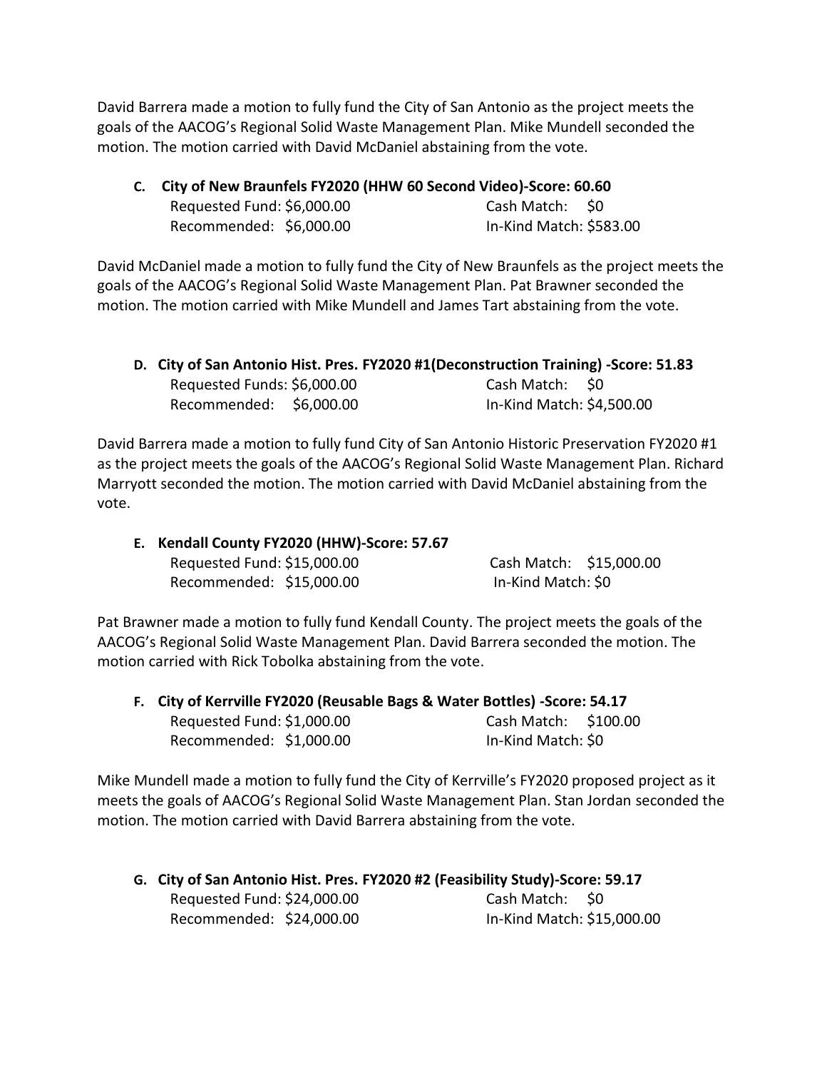David Barrera made a motion to fully fund the City of San Antonio as the project meets the goals of the AACOG's Regional Solid Waste Management Plan. Mike Mundell seconded the motion. The motion carried with David McDaniel abstaining from the vote.

**C. City of New Braunfels FY2020 (HHW 60 Second Video)-Score: 60.60**

Requested Fund: $6,000.00 Cash Match: $0
Recommended: $6,000.00 In-Kind Match: $583.00

David McDaniel made a motion to fully fund the City of New Braunfels as the project meets the goals of the AACOG's Regional Solid Waste Management Plan. Pat Brawner seconded the motion. The motion carried with Mike Mundell and James Tart abstaining from the vote.

**D. City of San Antonio Hist. Pres. FY2020 #1(Deconstruction Training) -Score: 51.83**

Requested Funds: $6,000.00 Cash Match: $0
Recommended: $6,000.00 In-Kind Match: $4,500.00

David Barrera made a motion to fully fund City of San Antonio Historic Preservation FY2020 #1 as the project meets the goals of the AACOG's Regional Solid Waste Management Plan. Richard Marryott seconded the motion. The motion carried with David McDaniel abstaining from the vote.

**E. Kendall County FY2020 (HHW)-Score: 57.67**

Requested Fund: $15,000.00 Cash Match: $15,000.00
Recommended: $15,000.00 In-Kind Match: $0

Pat Brawner made a motion to fully fund Kendall County. The project meets the goals of the AACOG's Regional Solid Waste Management Plan. David Barrera seconded the motion. The motion carried with Rick Tobolka abstaining from the vote.

**F. City of Kerrville FY2020 (Reusable Bags & Water Bottles) -Score: 54.17**

Requested Fund: $1,000.00 Cash Match: $100.00
Recommended: $1,000.00 In-Kind Match: $0

Mike Mundell made a motion to fully fund the City of Kerrville's FY2020 proposed project as it meets the goals of AACOG's Regional Solid Waste Management Plan. Stan Jordan seconded the motion. The motion carried with David Barrera abstaining from the vote.

**G. City of San Antonio Hist. Pres. FY2020 #2 (Feasibility Study)-Score: 59.17**

Requested Fund: $24,000.00 Cash Match: $0
Recommended: $24,000.00 In-Kind Match: $15,000.00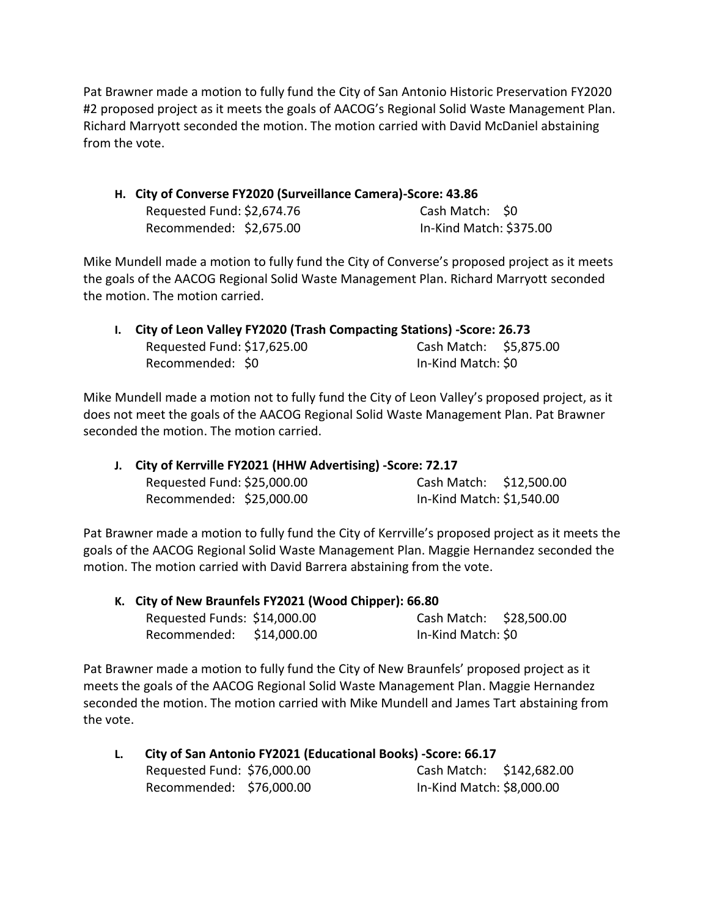Pat Brawner made a motion to fully fund the City of San Antonio Historic Preservation FY2020 #2 proposed project as it meets the goals of AACOG's Regional Solid Waste Management Plan. Richard Marryott seconded the motion. The motion carried with David McDaniel abstaining from the vote.

**H. City of Converse FY2020 (Surveillance Camera)-Score: 43.86**

Requested Fund: $2,674.76 Cash Match: $0
Recommended: $2,675.00 In-Kind Match: $375.00

Mike Mundell made a motion to fully fund the City of Converse's proposed project as it meets the goals of the AACOG Regional Solid Waste Management Plan. Richard Marryott seconded the motion. The motion carried.

**I. City of Leon Valley FY2020 (Trash Compacting Stations) -Score: 26.73**

Requested Fund: $17,625.00 Cash Match: $5,875.00
Recommended: $0 In-Kind Match: $0

Mike Mundell made a motion not to fully fund the City of Leon Valley's proposed project, as it does not meet the goals of the AACOG Regional Solid Waste Management Plan. Pat Brawner seconded the motion. The motion carried.

**J. City of Kerrville FY2021 (HHW Advertising) -Score: 72.17**

Requested Fund: $25,000.00 Cash Match: $12,500.00
Recommended: $25,000.00 In-Kind Match: $1,540.00

Pat Brawner made a motion to fully fund the City of Kerrville's proposed project as it meets the goals of the AACOG Regional Solid Waste Management Plan. Maggie Hernandez seconded the motion. The motion carried with David Barrera abstaining from the vote.

**K. City of New Braunfels FY2021 (Wood Chipper): 66.80**

Requested Funds: $14,000.00 Cash Match: $28,500.00
Recommended: $14,000.00 In-Kind Match: $0

Pat Brawner made a motion to fully fund the City of New Braunfels' proposed project as it meets the goals of the AACOG Regional Solid Waste Management Plan. Maggie Hernandez seconded the motion. The motion carried with Mike Mundell and James Tart abstaining from the vote.

**L. City of San Antonio FY2021 (Educational Books) -Score: 66.17**

Requested Fund: $76,000.00 Cash Match: $142,682.00
Recommended: $76,000.00 In-Kind Match: $8,000.00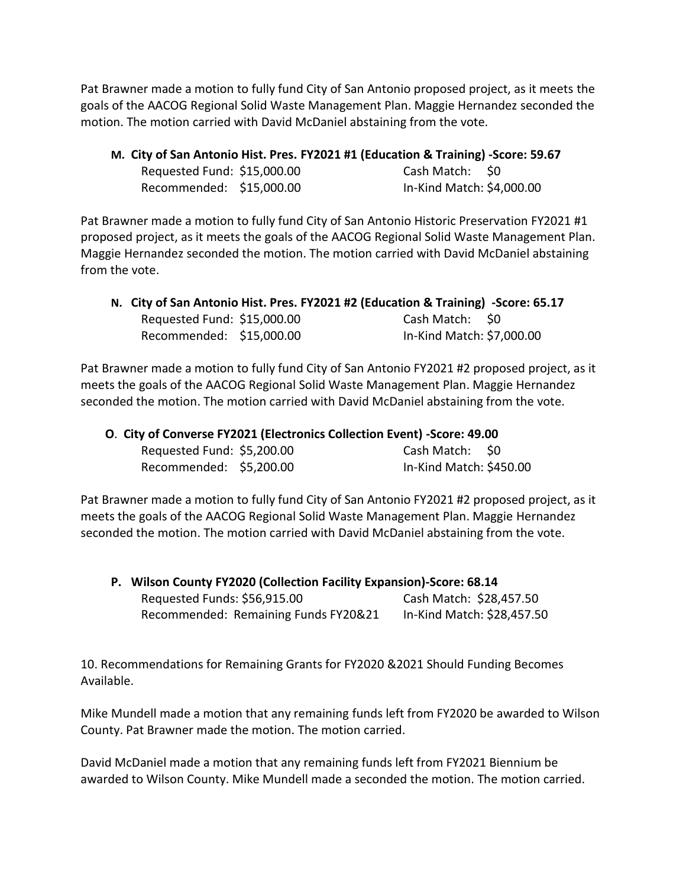Pat Brawner made a motion to fully fund City of San Antonio proposed project, as it meets the goals of the AACOG Regional Solid Waste Management Plan. Maggie Hernandez seconded the motion. The motion carried with David McDaniel abstaining from the vote.

**M. City of San Antonio Hist. Pres. FY2021 #1 (Education & Training) -Score: 59.67**

Requested Fund: $15,000.00 Cash Match: $0
Recommended: $15,000.00 In-Kind Match: $4,000.00

Pat Brawner made a motion to fully fund City of San Antonio Historic Preservation FY2021 #1 proposed project, as it meets the goals of the AACOG Regional Solid Waste Management Plan. Maggie Hernandez seconded the motion. The motion carried with David McDaniel abstaining from the vote.

**N. City of San Antonio Hist. Pres. FY2021 #2 (Education & Training) -Score: 65.17**

Requested Fund: $15,000.00 Cash Match: $0
Recommended: $15,000.00 In-Kind Match: $7,000.00

Pat Brawner made a motion to fully fund City of San Antonio FY2021 #2 proposed project, as it meets the goals of the AACOG Regional Solid Waste Management Plan. Maggie Hernandez seconded the motion. The motion carried with David McDaniel abstaining from the vote.

**O. City of Converse FY2021 (Electronics Collection Event) -Score: 49.00**

Requested Fund: $5,200.00 Cash Match: $0
Recommended: $5,200.00 In-Kind Match: $450.00

Pat Brawner made a motion to fully fund City of San Antonio FY2021 #2 proposed project, as it meets the goals of the AACOG Regional Solid Waste Management Plan. Maggie Hernandez seconded the motion. The motion carried with David McDaniel abstaining from the vote.

**P. Wilson County FY2020 (Collection Facility Expansion)-Score: 68.14**

Requested Funds: $56,915.00 Cash Match: $28,457.50
Recommended: Remaining Funds FY20&21 In-Kind Match: $28,457.50

10. Recommendations for Remaining Grants for FY2020 &2021 Should Funding Becomes Available.

Mike Mundell made a motion that any remaining funds left from FY2020 be awarded to Wilson County. Pat Brawner made the motion. The motion carried.

David McDaniel made a motion that any remaining funds left from FY2021 Biennium be awarded to Wilson County. Mike Mundell made a seconded the motion. The motion carried.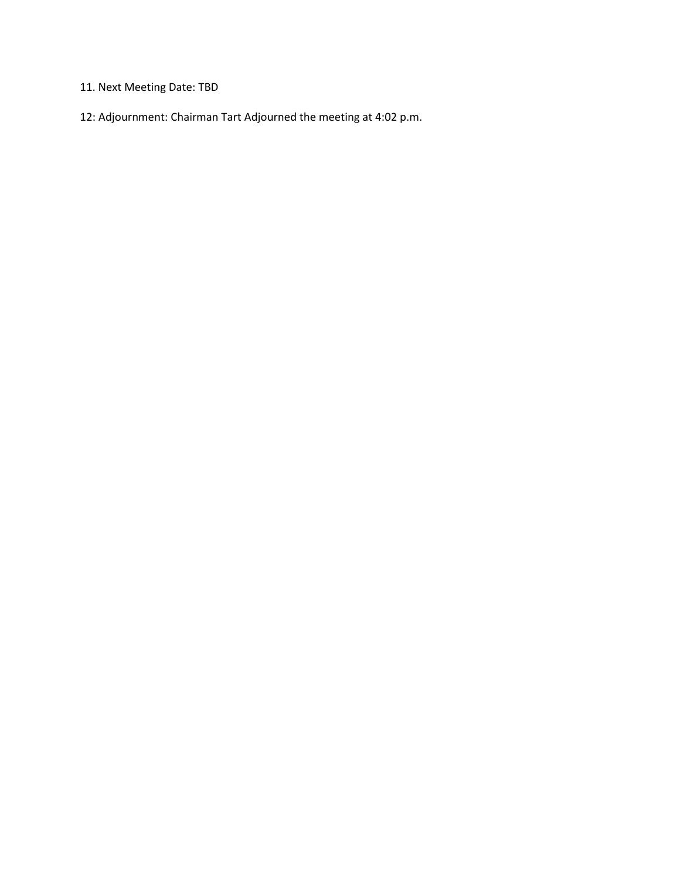11. Next Meeting Date: TBD

12: Adjournment: Chairman Tart Adjourned the meeting at 4:02 p.m.